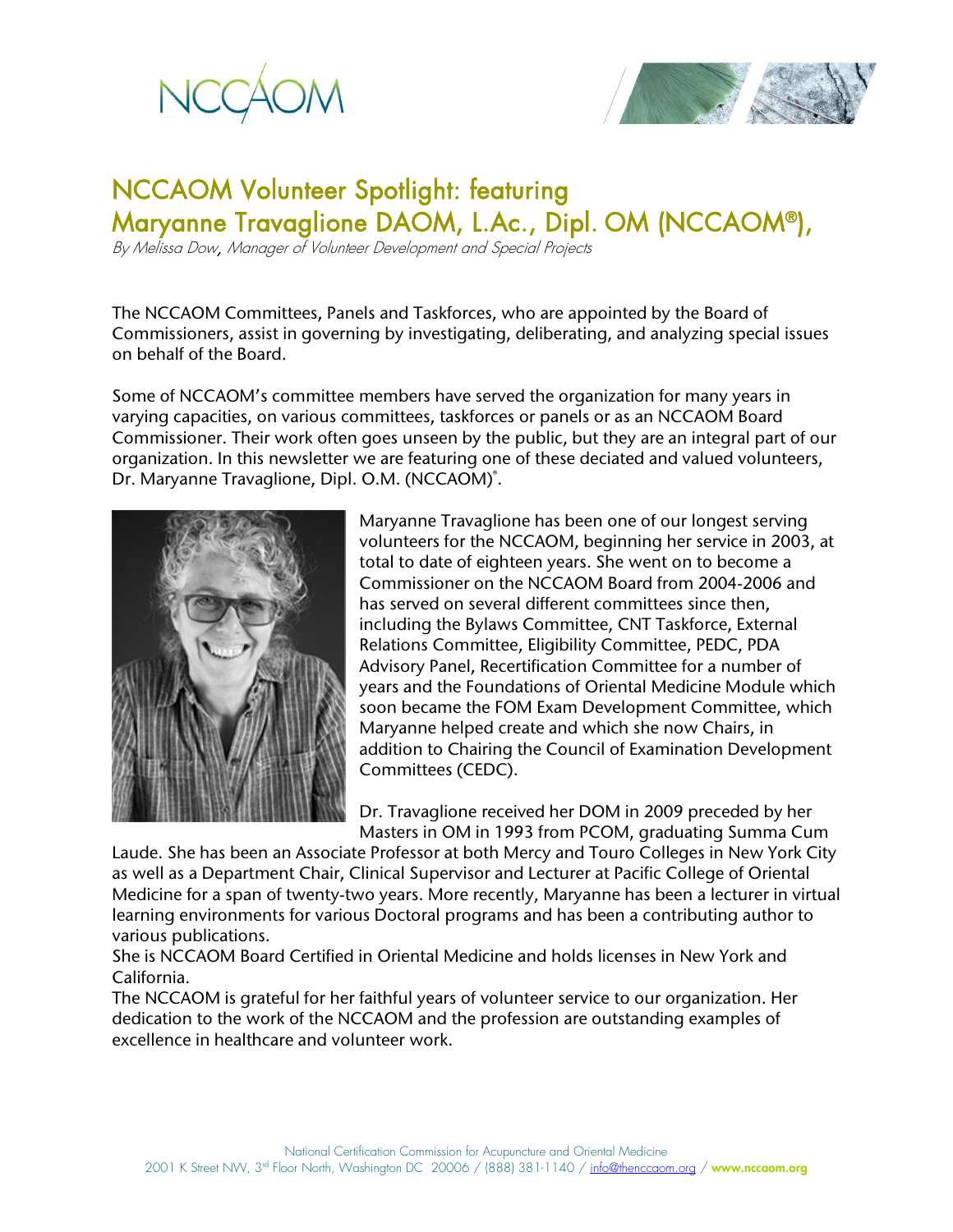# NCCAOM Volunteer Spotlight: featuring Maryanne Travaglione DAOM, L.Ac., Dipl. OM (NCCAOM®),

*By Melissa Dow, Manager of Volunteer Development and Special Projects*

The NCCAOM Committees, Panels and Taskforces, who are appointed by the Board of Commissioners, assist in governing by investigating, deliberating, and analyzing special issues on behalf of the Board.

Some of NCCAOM's committee members have served the organization for many years in varying capacities, on various committees, taskforces or panels or as an NCCAOM Board Commissioner. Their work often goes unseen by the public, but they are an integral part of our organization. In this newsletter we are featuring one of these deciated and valued volunteers, Dr. Maryanne Travaglione, Dipl. O.M. (NCCAOM)®.

Maryanne Travaglione has been one of our longest serving volunteers for the NCCAOM, beginning her service in 2003, at total to date of eighteen years. She went on to become a Commissioner on the NCCAOM Board from 2004-2006 and has served on several different committees since then, including the Bylaws Committee, CNT Taskforce, External Relations Committee, Eligibility Committee, PEDC, PDA Advisory Panel, Recertification Committee for a number of years and the Foundations of Oriental Medicine Module which soon became the FOM Exam Development Committee, which Maryanne helped create and which she now Chairs, in addition to Chairing the Council of Examination Development Committees (CEDC).

Dr. Travaglione received her DOM in 2009 preceded by her Masters in OM in 1993 from PCOM, graduating Summa Cum Laude. She has been an Associate Professor at both Mercy and Touro Colleges in New York City as well as a Department Chair, Clinical Supervisor and Lecturer at Pacific College of Oriental Medicine for a span of twenty-two years. More recently, Maryanne has been a lecturer in virtual learning environments for various Doctoral programs and has been a contributing author to various publications.

She is NCCAOM Board Certified in Oriental Medicine and holds licenses in New York and California.

The NCCAOM is grateful for her faithful years of volunteer service to our organization. Her dedication to the work of the NCCAOM and the profession are outstanding examples of excellence in healthcare and volunteer work.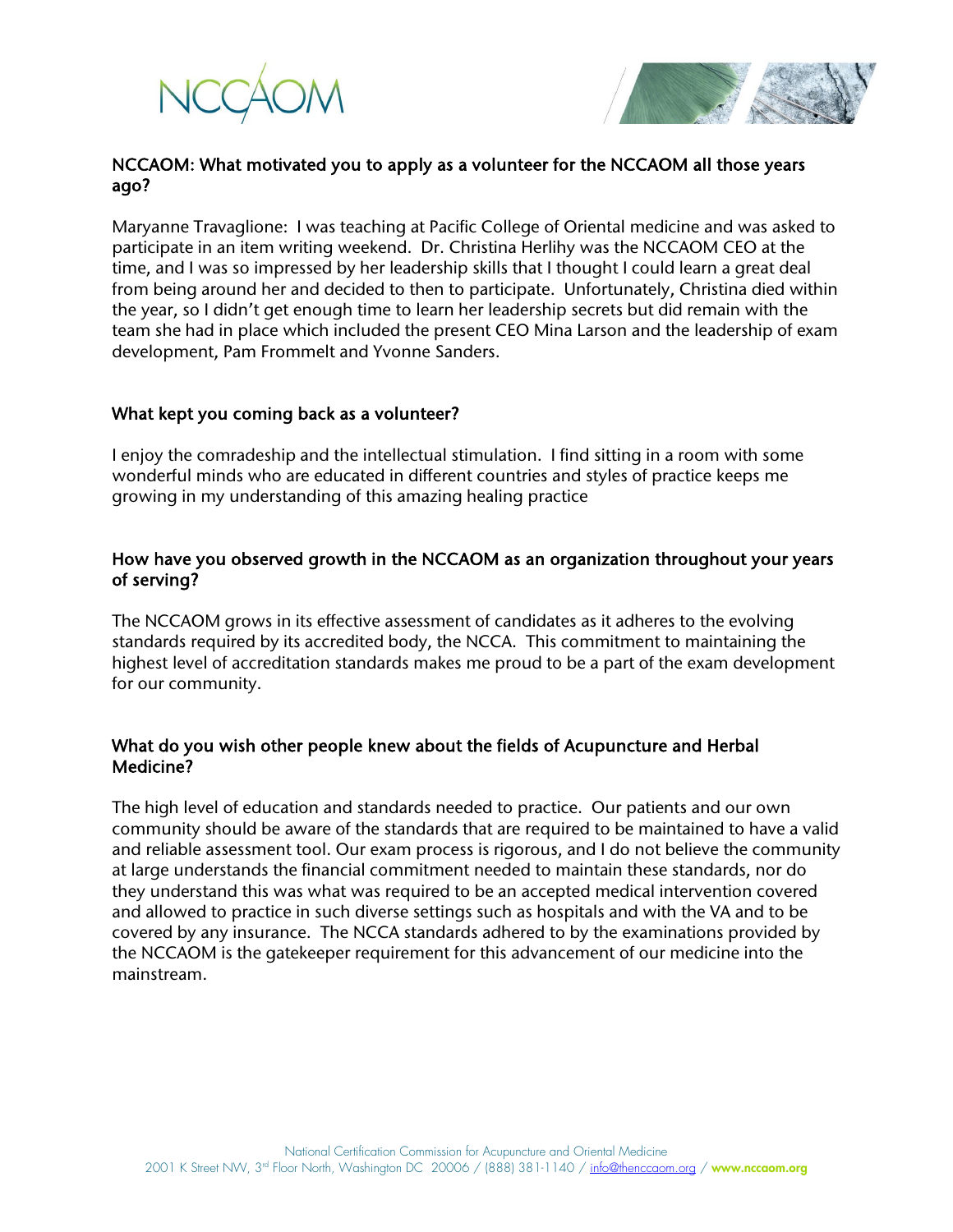**NCCAOM: What motivated you to apply as a volunteer for the NCCAOM all those years ago?**

Maryanne Travaglione: I was teaching at Pacific College of Oriental medicine and was asked to participate in an item writing weekend. Dr. Christina Herlihy was the NCCAOM CEO at the time, and I was so impressed by her leadership skills that I thought I could learn a great deal from being around her and decided to then to participate. Unfortunately, Christina died within the year, so I didn't get enough time to learn her leadership secrets but did remain with the team she had in place which included the present CEO Mina Larson and the leadership of exam development, Pam Frommelt and Yvonne Sanders.

**What kept you coming back as a volunteer?**

I enjoy the comradeship and the intellectual stimulation. I find sitting in a room with some wonderful minds who are educated in different countries and styles of practice keeps me growing in my understanding of this amazing healing practice

**How have you observed growth in the NCCAOM as an organization throughout your years of serving?**

The NCCAOM grows in its effective assessment of candidates as it adheres to the evolving standards required by its accredited body, the NCCA. This commitment to maintaining the highest level of accreditation standards makes me proud to be a part of the exam development for our community.

**What do you wish other people knew about the fields of Acupuncture and Herbal Medicine?**

The high level of education and standards needed to practice. Our patients and our own community should be aware of the standards that are required to be maintained to have a valid and reliable assessment tool. Our exam process is rigorous, and I do not believe the community at large understands the financial commitment needed to maintain these standards, nor do they understand this was what was required to be an accepted medical intervention covered and allowed to practice in such diverse settings such as hospitals and with the VA and to be covered by any insurance. The NCCA standards adhered to by the examinations provided by the NCCAOM is the gatekeeper requirement for this advancement of our medicine into the mainstream.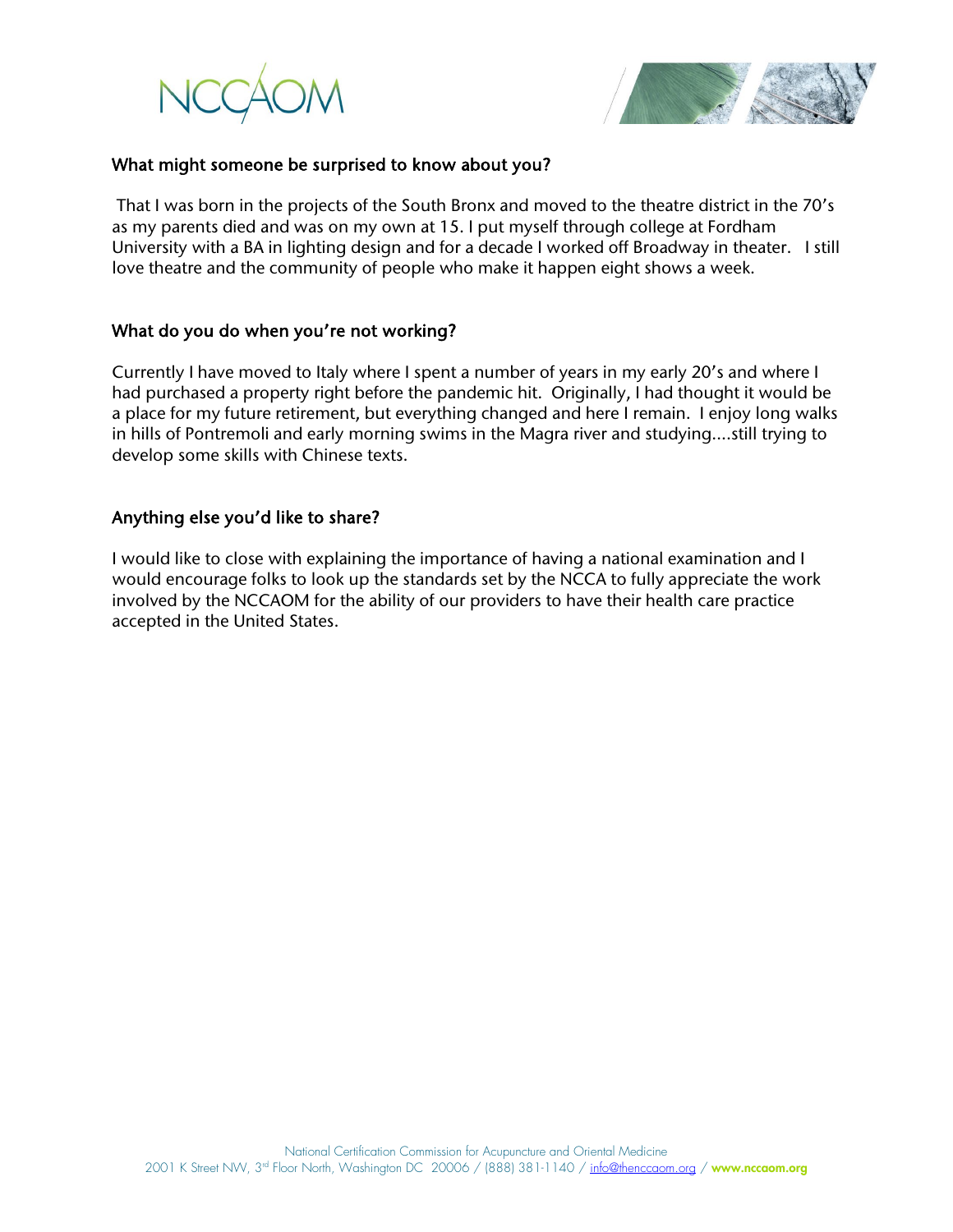### What might someone be surprised to know about you?

That I was born in the projects of the South Bronx and moved to the theatre district in the 70's as my parents died and was on my own at 15. I put myself through college at Fordham University with a BA in lighting design and for a decade I worked off Broadway in theater. I still love theatre and the community of people who make it happen eight shows a week.

### What do you do when you're not working?

Currently I have moved to Italy where I spent a number of years in my early 20's and where I had purchased a property right before the pandemic hit. Originally, I had thought it would be a place for my future retirement, but everything changed and here I remain. I enjoy long walks in hills of Pontremoli and early morning swims in the Magra river and studying....still trying to develop some skills with Chinese texts.

### Anything else you'd like to share?

I would like to close with explaining the importance of having a national examination and I would encourage folks to look up the standards set by the NCCA to fully appreciate the work involved by the NCCAOM for the ability of our providers to have their health care practice accepted in the United States.